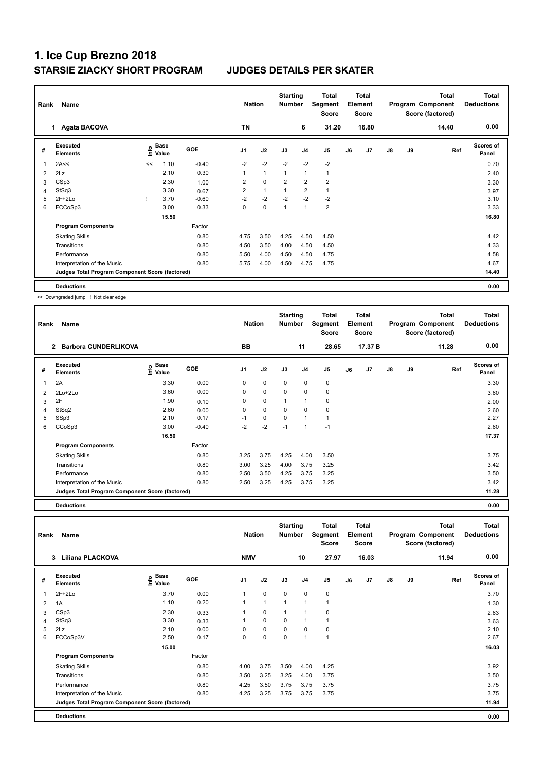# 1. Ice Cup Brezno 2018

## STARSIE ZIACKY SHORT PROGRAM JUDGES DETAILS PER SKATER

| Rank | Name | Nation | Starting Number | Total Segment Score | Total Element Score | Total Program Component Score (factored) | Total Deductions |
|---|---|---|---|---|---|---|---|
| 1 | Agata BACOVA | TN | 6 | 31.20 | 16.80 | 14.40 | 0.00 |

| # | Executed Elements | Info | Base Value | GOE | J1 | J2 | J3 | J4 | J5 | J6 | J7 | J8 | J9 | Ref | Scores of Panel |
|---|---|---|---|---|---|---|---|---|---|---|---|---|---|---|---|
| 1 | 2A<< | << | 1.10 | -0.40 | -2 | -2 | -2 | -2 | -2 | | | | | | 0.70 |
| 2 | 2Lz | | 2.10 | 0.30 | 1 | 1 | 1 | 1 | 1 | | | | | | 2.40 |
| 3 | CSp3 | | 2.30 | 1.00 | 2 | 0 | 2 | 2 | 2 | | | | | | 3.30 |
| 4 | StSq3 | | 3.30 | 0.67 | 2 | 1 | 1 | 2 | 1 | | | | | | 3.97 |
| 5 | 2F+2Lo | ! | 3.70 | -0.60 | -2 | -2 | -2 | -2 | -2 | | | | | | 3.10 |
| 6 | FCCoSp3 | | 3.00 | 0.33 | 0 | 0 | 1 | 1 | 2 | | | | | | 3.33 |
| | | | 15.50 | | | | | | | | | | | | 16.80 |
| | **Program Components** | | | Factor | | | | | | | | | | | |
| | Skating Skills | | | 0.80 | 4.75 | 3.50 | 4.25 | 4.50 | 4.50 | | | | | | 4.42 |
| | Transitions | | | 0.80 | 4.50 | 3.50 | 4.00 | 4.50 | 4.50 | | | | | | 4.33 |
| | Performance | | | 0.80 | 5.50 | 4.00 | 4.50 | 4.50 | 4.75 | | | | | | 4.58 |
| | Interpretation of the Music | | | 0.80 | 5.75 | 4.00 | 4.50 | 4.75 | 4.75 | | | | | | 4.67 |
| | **Judges Total Program Component Score (factored)** | | | | | | | | | | | | | | 14.40 |
| | **Deductions** | | | | | | | | | | | | | | 0.00 |

<< Downgraded jump ! Not clear edge

| Rank | Name | Nation | Starting Number | Total Segment Score | Total Element Score | Total Program Component Score (factored) | Total Deductions |
|---|---|---|---|---|---|---|---|
| 2 | Barbora CUNDERLIKOVA | BB | 11 | 28.65 | 17.37 B | 11.28 | 0.00 |

| # | Executed Elements | Info | Base Value | GOE | J1 | J2 | J3 | J4 | J5 | J6 | J7 | J8 | J9 | Ref | Scores of Panel |
|---|---|---|---|---|---|---|---|---|---|---|---|---|---|---|---|
| 1 | 2A | | 3.30 | 0.00 | 0 | 0 | 0 | 0 | 0 | | | | | | 3.30 |
| 2 | 2Lo+2Lo | | 3.60 | 0.00 | 0 | 0 | 0 | 0 | 0 | | | | | | 3.60 |
| 3 | 2F | | 1.90 | 0.10 | 0 | 0 | 1 | 1 | 0 | | | | | | 2.00 |
| 4 | StSq2 | | 2.60 | 0.00 | 0 | 0 | 0 | 0 | 0 | | | | | | 2.60 |
| 5 | SSp3 | | 2.10 | 0.17 | -1 | 0 | 0 | 1 | 1 | | | | | | 2.27 |
| 6 | CCoSp3 | | 3.00 | -0.40 | -2 | -2 | -1 | 1 | -1 | | | | | | 2.60 |
| | | | 16.50 | | | | | | | | | | | | 17.37 |
| | **Program Components** | | | Factor | | | | | | | | | | | |
| | Skating Skills | | | 0.80 | 3.25 | 3.75 | 4.25 | 4.00 | 3.50 | | | | | | 3.75 |
| | Transitions | | | 0.80 | 3.00 | 3.25 | 4.00 | 3.75 | 3.25 | | | | | | 3.42 |
| | Performance | | | 0.80 | 2.50 | 3.50 | 4.25 | 3.75 | 3.25 | | | | | | 3.50 |
| | Interpretation of the Music | | | 0.80 | 2.50 | 3.25 | 4.25 | 3.75 | 3.25 | | | | | | 3.42 |
| | **Judges Total Program Component Score (factored)** | | | | | | | | | | | | | | 11.28 |
| | **Deductions** | | | | | | | | | | | | | | 0.00 |

| Rank | Name | Nation | Starting Number | Total Segment Score | Total Element Score | Total Program Component Score (factored) | Total Deductions |
|---|---|---|---|---|---|---|---|
| 3 | Liliana PLACKOVA | NMV | 10 | 27.97 | 16.03 | 11.94 | 0.00 |

| # | Executed Elements | Info | Base Value | GOE | J1 | J2 | J3 | J4 | J5 | J6 | J7 | J8 | J9 | Ref | Scores of Panel |
|---|---|---|---|---|---|---|---|---|---|---|---|---|---|---|---|
| 1 | 2F+2Lo | | 3.70 | 0.00 | 1 | 0 | 0 | 0 | 0 | | | | | | 3.70 |
| 2 | 1A | | 1.10 | 0.20 | 1 | 1 | 1 | 1 | 1 | | | | | | 1.30 |
| 3 | CSp3 | | 2.30 | 0.33 | 1 | 0 | 1 | 1 | 0 | | | | | | 2.63 |
| 4 | StSq3 | | 3.30 | 0.33 | 1 | 0 | 0 | 1 | 1 | | | | | | 3.63 |
| 5 | 2Lz | | 2.10 | 0.00 | 0 | 0 | 0 | 0 | 0 | | | | | | 2.10 |
| 6 | FCCoSp3V | | 2.50 | 0.17 | 0 | 0 | 0 | 1 | 1 | | | | | | 2.67 |
| | | | 15.00 | | | | | | | | | | | | 16.03 |
| | **Program Components** | | | Factor | | | | | | | | | | | |
| | Skating Skills | | | 0.80 | 4.00 | 3.75 | 3.50 | 4.00 | 4.25 | | | | | | 3.92 |
| | Transitions | | | 0.80 | 3.50 | 3.25 | 3.25 | 4.00 | 3.75 | | | | | | 3.50 |
| | Performance | | | 0.80 | 4.25 | 3.50 | 3.75 | 3.75 | 3.75 | | | | | | 3.75 |
| | Interpretation of the Music | | | 0.80 | 4.25 | 3.25 | 3.75 | 3.75 | 3.75 | | | | | | 3.75 |
| | **Judges Total Program Component Score (factored)** | | | | | | | | | | | | | | 11.94 |
| | **Deductions** | | | | | | | | | | | | | | 0.00 |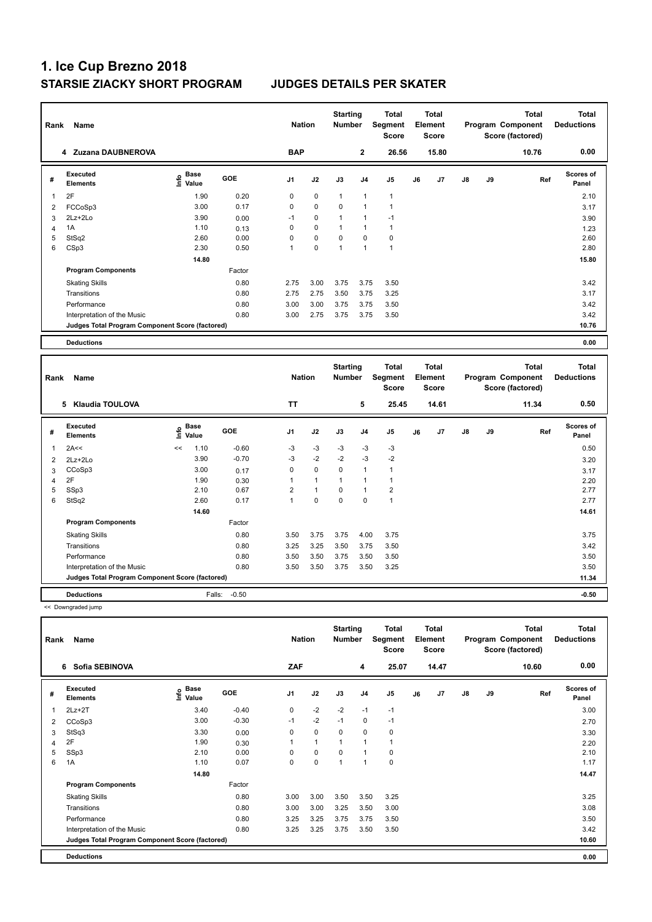# 1. Ice Cup Brezno 2018

## STARSIE ZIACKY SHORT PROGRAM JUDGES DETAILS PER SKATER

| Rank | Name | Nation | Starting Number | Total Segment Score | Total Element Score | Total Program Component Score (factored) | Total Deductions |
|---|---|---|---|---|---|---|---|
| 4 | Zuzana DAUBNEROVA | BAP | 2 | 26.56 | 15.80 | 10.76 | 0.00 |

| # | Executed Elements | Info | Base Value | GOE | J1 | J2 | J3 | J4 | J5 | J6 | J7 | J8 | J9 | Ref | Scores of Panel |
|---|---|---|---|---|---|---|---|---|---|---|---|---|---|---|---|
| 1 | 2F | | 1.90 | 0.20 | 0 | 0 | 1 | 1 | 1 | | | | | | 2.10 |
| 2 | FCCoSp3 | | 3.00 | 0.17 | 0 | 0 | 0 | 1 | 1 | | | | | | 3.17 |
| 3 | 2Lz+2Lo | | 3.90 | 0.00 | -1 | 0 | 1 | 1 | -1 | | | | | | 3.90 |
| 4 | 1A | | 1.10 | 0.13 | 0 | 0 | 1 | 1 | 1 | | | | | | 1.23 |
| 5 | StSq2 | | 2.60 | 0.00 | 0 | 0 | 0 | 0 | 0 | | | | | | 2.60 |
| 6 | CSp3 | | 2.30 | 0.50 | 1 | 0 | 1 | 1 | 1 | | | | | | 2.80 |
| | | | 14.80 | | | | | | | | | | | | 15.80 |
| | **Program Components** | | | Factor | | | | | | | | | | | |
| | Skating Skills | | | 0.80 | 2.75 | 3.00 | 3.75 | 3.75 | 3.50 | | | | | | 3.42 |
| | Transitions | | | 0.80 | 2.75 | 2.75 | 3.50 | 3.75 | 3.25 | | | | | | 3.17 |
| | Performance | | | 0.80 | 3.00 | 3.00 | 3.75 | 3.75 | 3.50 | | | | | | 3.42 |
| | Interpretation of the Music | | | 0.80 | 3.00 | 2.75 | 3.75 | 3.75 | 3.50 | | | | | | 3.42 |
| | **Judges Total Program Component Score (factored)** | | | | | | | | | | | | | | 10.76 |
| | **Deductions** | | | | | | | | | | | | | | 0.00 |

| Rank | Name | Nation | Starting Number | Total Segment Score | Total Element Score | Total Program Component Score (factored) | Total Deductions |
|---|---|---|---|---|---|---|---|
| 5 | Klaudia TOULOVA | TT | 5 | 25.45 | 14.61 | 11.34 | 0.50 |

| # | Executed Elements | Info | Base Value | GOE | J1 | J2 | J3 | J4 | J5 | J6 | J7 | J8 | J9 | Ref | Scores of Panel |
|---|---|---|---|---|---|---|---|---|---|---|---|---|---|---|---|
| 1 | 2A<< | << | 1.10 | -0.60 | -3 | -3 | -3 | -3 | -3 | | | | | | 0.50 |
| 2 | 2Lz+2Lo | | 3.90 | -0.70 | -3 | -2 | -2 | -3 | -2 | | | | | | 3.20 |
| 3 | CCoSp3 | | 3.00 | 0.17 | 0 | 0 | 0 | 1 | 1 | | | | | | 3.17 |
| 4 | 2F | | 1.90 | 0.30 | 1 | 1 | 1 | 1 | 1 | | | | | | 2.20 |
| 5 | SSp3 | | 2.10 | 0.67 | 2 | 1 | 0 | 1 | 2 | | | | | | 2.77 |
| 6 | StSq2 | | 2.60 | 0.17 | 1 | 0 | 0 | 0 | 1 | | | | | | 2.77 |
| | | | 14.60 | | | | | | | | | | | | 14.61 |
| | **Program Components** | | | Factor | | | | | | | | | | | |
| | Skating Skills | | | 0.80 | 3.50 | 3.75 | 3.75 | 4.00 | 3.75 | | | | | | 3.75 |
| | Transitions | | | 0.80 | 3.25 | 3.25 | 3.50 | 3.75 | 3.50 | | | | | | 3.42 |
| | Performance | | | 0.80 | 3.50 | 3.50 | 3.75 | 3.50 | 3.50 | | | | | | 3.50 |
| | Interpretation of the Music | | | 0.80 | 3.50 | 3.50 | 3.75 | 3.50 | 3.25 | | | | | | 3.50 |
| | **Judges Total Program Component Score (factored)** | | | | | | | | | | | | | | 11.34 |
| | **Deductions** | | Falls: | -0.50 | | | | | | | | | | | -0.50 |

<< Downgraded jump

| Rank | Name | Nation | Starting Number | Total Segment Score | Total Element Score | Total Program Component Score (factored) | Total Deductions |
|---|---|---|---|---|---|---|---|
| 6 | Sofia SEBINOVA | ZAF | 4 | 25.07 | 14.47 | 10.60 | 0.00 |

| # | Executed Elements | Info | Base Value | GOE | J1 | J2 | J3 | J4 | J5 | J6 | J7 | J8 | J9 | Ref | Scores of Panel |
|---|---|---|---|---|---|---|---|---|---|---|---|---|---|---|---|
| 1 | 2Lz+2T | | 3.40 | -0.40 | 0 | -2 | -2 | -1 | -1 | | | | | | 3.00 |
| 2 | CCoSp3 | | 3.00 | -0.30 | -1 | -2 | -1 | 0 | -1 | | | | | | 2.70 |
| 3 | StSq3 | | 3.30 | 0.00 | 0 | 0 | 0 | 0 | 0 | | | | | | 3.30 |
| 4 | 2F | | 1.90 | 0.30 | 1 | 1 | 1 | 1 | 1 | | | | | | 2.20 |
| 5 | SSp3 | | 2.10 | 0.00 | 0 | 0 | 0 | 1 | 0 | | | | | | 2.10 |
| 6 | 1A | | 1.10 | 0.07 | 0 | 0 | 1 | 1 | 0 | | | | | | 1.17 |
| | | | 14.80 | | | | | | | | | | | | 14.47 |
| | **Program Components** | | | Factor | | | | | | | | | | | |
| | Skating Skills | | | 0.80 | 3.00 | 3.00 | 3.50 | 3.50 | 3.25 | | | | | | 3.25 |
| | Transitions | | | 0.80 | 3.00 | 3.00 | 3.25 | 3.50 | 3.00 | | | | | | 3.08 |
| | Performance | | | 0.80 | 3.25 | 3.25 | 3.75 | 3.75 | 3.50 | | | | | | 3.50 |
| | Interpretation of the Music | | | 0.80 | 3.25 | 3.25 | 3.75 | 3.50 | 3.50 | | | | | | 3.42 |
| | **Judges Total Program Component Score (factored)** | | | | | | | | | | | | | | 10.60 |
| | **Deductions** | | | | | | | | | | | | | | 0.00 |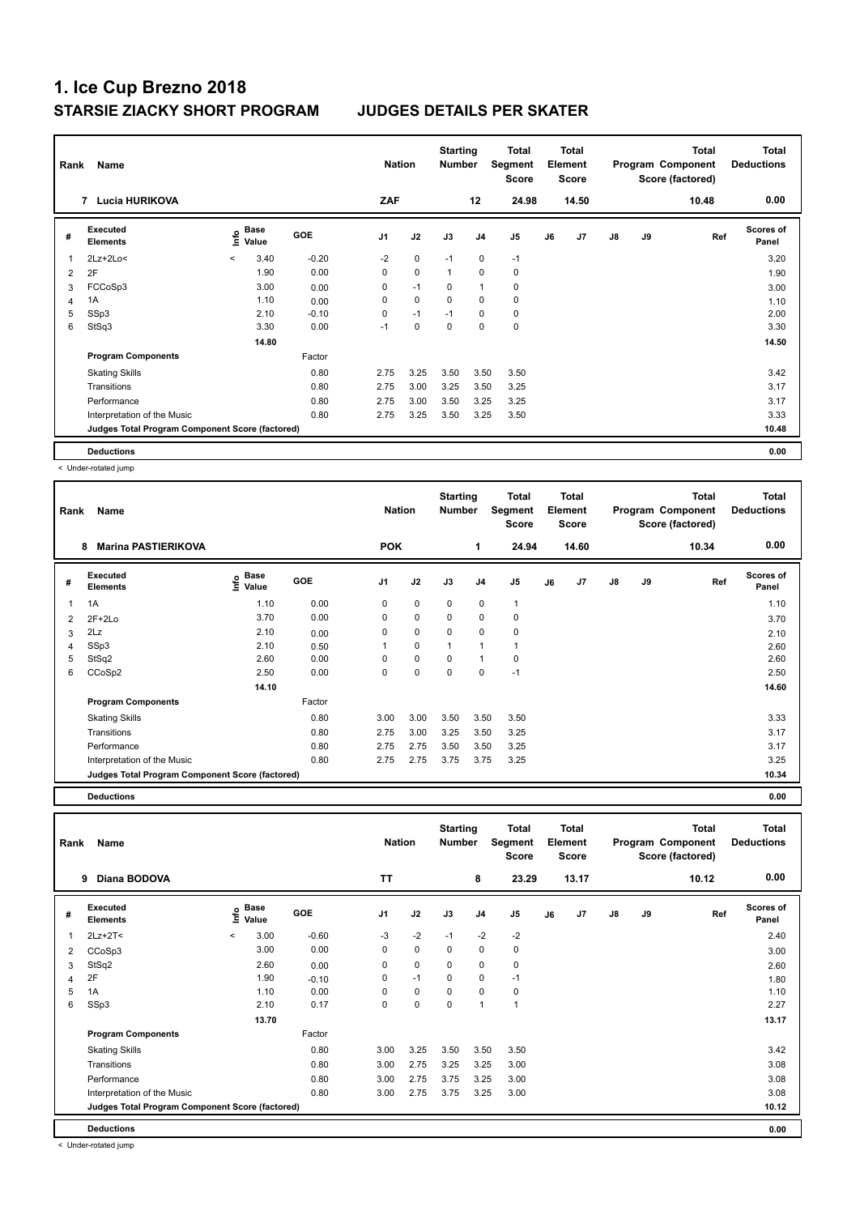# 1. Ice Cup Brezno 2018

## STARSIE ZIACKY SHORT PROGRAM JUDGES DETAILS PER SKATER

| Rank | Name | Nation | Starting Number | Total Segment Score | Total Element Score | Total Program Component Score (factored) | Total Deductions |
|---|---|---|---|---|---|---|---|
| 7 | Lucia HURIKOVA | ZAF | 12 | 24.98 | 14.50 | 10.48 | 0.00 |

| # | Executed Elements | Info | Base Value | GOE | J1 | J2 | J3 | J4 | J5 | J6 | J7 | J8 | J9 | Ref | Scores of Panel |
|---|---|---|---|---|---|---|---|---|---|---|---|---|---|---|---|
| 1 | 2Lz+2Lo< | < | 3.40 | -0.20 | -2 | 0 | -1 | 0 | -1 | | | | | | 3.20 |
| 2 | 2F | | 1.90 | 0.00 | 0 | 0 | 1 | 0 | 0 | | | | | | 1.90 |
| 3 | FCCoSp3 | | 3.00 | 0.00 | 0 | -1 | 0 | 1 | 0 | | | | | | 3.00 |
| 4 | 1A | | 1.10 | 0.00 | 0 | 0 | 0 | 0 | 0 | | | | | | 1.10 |
| 5 | SSp3 | | 2.10 | -0.10 | 0 | -1 | -1 | 0 | 0 | | | | | | 2.00 |
| 6 | StSq3 | | 3.30 | 0.00 | -1 | 0 | 0 | 0 | 0 | | | | | | 3.30 |
| | | | 14.80 | | | | | | | | | | | | 14.50 |
| | **Program Components** | | | Factor | | | | | | | | | | | |
| | Skating Skills | | | 0.80 | 2.75 | 3.25 | 3.50 | 3.50 | 3.50 | | | | | | 3.42 |
| | Transitions | | | 0.80 | 2.75 | 3.00 | 3.25 | 3.50 | 3.25 | | | | | | 3.17 |
| | Performance | | | 0.80 | 2.75 | 3.00 | 3.50 | 3.25 | 3.25 | | | | | | 3.17 |
| | Interpretation of the Music | | | 0.80 | 2.75 | 3.25 | 3.50 | 3.25 | 3.50 | | | | | | 3.33 |
| | **Judges Total Program Component Score (factored)** | | | | | | | | | | | | | | 10.48 |
| | **Deductions** | | | | | | | | | | | | | | 0.00 |

< Under-rotated jump

| Rank | Name | Nation | Starting Number | Total Segment Score | Total Element Score | Total Program Component Score (factored) | Total Deductions |
|---|---|---|---|---|---|---|---|
| 8 | Marina PASTIERIKOVA | POK | 1 | 24.94 | 14.60 | 10.34 | 0.00 |

| # | Executed Elements | Info | Base Value | GOE | J1 | J2 | J3 | J4 | J5 | J6 | J7 | J8 | J9 | Ref | Scores of Panel |
|---|---|---|---|---|---|---|---|---|---|---|---|---|---|---|---|
| 1 | 1A | | 1.10 | 0.00 | 0 | 0 | 0 | 0 | 1 | | | | | | 1.10 |
| 2 | 2F+2Lo | | 3.70 | 0.00 | 0 | 0 | 0 | 0 | 0 | | | | | | 3.70 |
| 3 | 2Lz | | 2.10 | 0.00 | 0 | 0 | 0 | 0 | 0 | | | | | | 2.10 |
| 4 | SSp3 | | 2.10 | 0.50 | 1 | 0 | 1 | 1 | 1 | | | | | | 2.60 |
| 5 | StSq2 | | 2.60 | 0.00 | 0 | 0 | 0 | 1 | 0 | | | | | | 2.60 |
| 6 | CCoSp2 | | 2.50 | 0.00 | 0 | 0 | 0 | 0 | -1 | | | | | | 2.50 |
| | | | 14.10 | | | | | | | | | | | | 14.60 |
| | **Program Components** | | | Factor | | | | | | | | | | | |
| | Skating Skills | | | 0.80 | 3.00 | 3.00 | 3.50 | 3.50 | 3.50 | | | | | | 3.33 |
| | Transitions | | | 0.80 | 2.75 | 3.00 | 3.25 | 3.50 | 3.25 | | | | | | 3.17 |
| | Performance | | | 0.80 | 2.75 | 2.75 | 3.50 | 3.50 | 3.25 | | | | | | 3.17 |
| | Interpretation of the Music | | | 0.80 | 2.75 | 2.75 | 3.75 | 3.75 | 3.25 | | | | | | 3.25 |
| | **Judges Total Program Component Score (factored)** | | | | | | | | | | | | | | 10.34 |
| | **Deductions** | | | | | | | | | | | | | | 0.00 |

| Rank | Name | Nation | Starting Number | Total Segment Score | Total Element Score | Total Program Component Score (factored) | Total Deductions |
|---|---|---|---|---|---|---|---|
| 9 | Diana BODOVA | TT | 8 | 23.29 | 13.17 | 10.12 | 0.00 |

| # | Executed Elements | Info | Base Value | GOE | J1 | J2 | J3 | J4 | J5 | J6 | J7 | J8 | J9 | Ref | Scores of Panel |
|---|---|---|---|---|---|---|---|---|---|---|---|---|---|---|---|
| 1 | 2Lz+2T< | < | 3.00 | -0.60 | -3 | -2 | -1 | -2 | -2 | | | | | | 2.40 |
| 2 | CCoSp3 | | 3.00 | 0.00 | 0 | 0 | 0 | 0 | 0 | | | | | | 3.00 |
| 3 | StSq2 | | 2.60 | 0.00 | 0 | 0 | 0 | 0 | 0 | | | | | | 2.60 |
| 4 | 2F | | 1.90 | -0.10 | 0 | -1 | 0 | 0 | -1 | | | | | | 1.80 |
| 5 | 1A | | 1.10 | 0.00 | 0 | 0 | 0 | 0 | 0 | | | | | | 1.10 |
| 6 | SSp3 | | 2.10 | 0.17 | 0 | 0 | 0 | 1 | 1 | | | | | | 2.27 |
| | | | 13.70 | | | | | | | | | | | | 13.17 |
| | **Program Components** | | | Factor | | | | | | | | | | | |
| | Skating Skills | | | 0.80 | 3.00 | 3.25 | 3.50 | 3.50 | 3.50 | | | | | | 3.42 |
| | Transitions | | | 0.80 | 3.00 | 2.75 | 3.25 | 3.25 | 3.00 | | | | | | 3.08 |
| | Performance | | | 0.80 | 3.00 | 2.75 | 3.75 | 3.25 | 3.00 | | | | | | 3.08 |
| | Interpretation of the Music | | | 0.80 | 3.00 | 2.75 | 3.75 | 3.25 | 3.00 | | | | | | 3.08 |
| | **Judges Total Program Component Score (factored)** | | | | | | | | | | | | | | 10.12 |
| | **Deductions** | | | | | | | | | | | | | | 0.00 |

< Under-rotated jump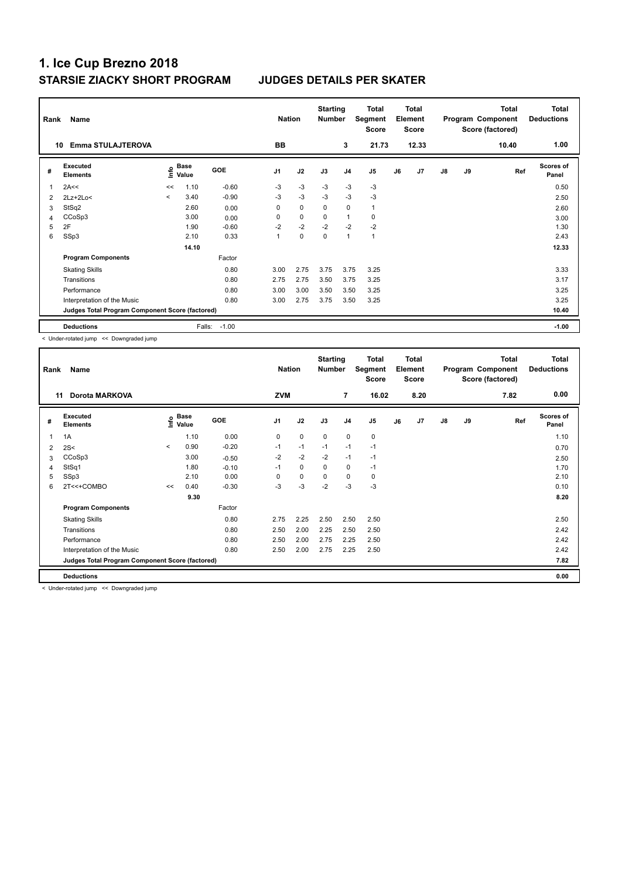# 1. Ice Cup Brezno 2018

## STARSIE ZIACKY SHORT PROGRAM JUDGES DETAILS PER SKATER

| Rank | Name | Nation | Starting Number | Total Segment Score | Total Element Score | Total Program Component Score (factored) | Total Deductions |
|---|---|---|---|---|---|---|---|
| 10 | Emma STULAJTEROVA | BB | 3 | 21.73 | 12.33 | 10.40 | 1.00 |

| # | Executed Elements | Info | Base Value | GOE | J1 | J2 | J3 | J4 | J5 | J6 | J7 | J8 | J9 | Ref | Scores of Panel |
|---|---|---|---|---|---|---|---|---|---|---|---|---|---|---|---|
| 1 | 2A<< | << | 1.10 | -0.60 | -3 | -3 | -3 | -3 | -3 | | | | | | 0.50 |
| 2 | 2Lz+2Lo< | < | 3.40 | -0.90 | -3 | -3 | -3 | -3 | -3 | | | | | | 2.50 |
| 3 | StSq2 | | 2.60 | 0.00 | 0 | 0 | 0 | 0 | 1 | | | | | | 2.60 |
| 4 | CCoSp3 | | 3.00 | 0.00 | 0 | 0 | 0 | 1 | 0 | | | | | | 3.00 |
| 5 | 2F | | 1.90 | -0.60 | -2 | -2 | -2 | -2 | -2 | | | | | | 1.30 |
| 6 | SSp3 | | 2.10 | 0.33 | 1 | 0 | 0 | 1 | 1 | | | | | | 2.43 |
| | | | 14.10 | | | | | | | | | | | | 12.33 |
| | **Program Components** | | | Factor | | | | | | | | | | | |
| | Skating Skills | | | 0.80 | 3.00 | 2.75 | 3.75 | 3.75 | 3.25 | | | | | | 3.33 |
| | Transitions | | | 0.80 | 2.75 | 2.75 | 3.50 | 3.75 | 3.25 | | | | | | 3.17 |
| | Performance | | | 0.80 | 3.00 | 3.00 | 3.50 | 3.50 | 3.25 | | | | | | 3.25 |
| | Interpretation of the Music | | | 0.80 | 3.00 | 2.75 | 3.75 | 3.50 | 3.25 | | | | | | 3.25 |
| | **Judges Total Program Component Score (factored)** | | | | | | | | | | | | | | 10.40 |
| | **Deductions** | | Falls: | -1.00 | | | | | | | | | | | -1.00 |

< Under-rotated jump << Downgraded jump

| Rank | Name | Nation | Starting Number | Total Segment Score | Total Element Score | Total Program Component Score (factored) | Total Deductions |
|---|---|---|---|---|---|---|---|
| 11 | Dorota MARKOVA | ZVM | 7 | 16.02 | 8.20 | 7.82 | 0.00 |

| # | Executed Elements | Info | Base Value | GOE | J1 | J2 | J3 | J4 | J5 | J6 | J7 | J8 | J9 | Ref | Scores of Panel |
|---|---|---|---|---|---|---|---|---|---|---|---|---|---|---|---|
| 1 | 1A | | 1.10 | 0.00 | 0 | 0 | 0 | 0 | 0 | | | | | | 1.10 |
| 2 | 2S< | < | 0.90 | -0.20 | -1 | -1 | -1 | -1 | -1 | | | | | | 0.70 |
| 3 | CCoSp3 | | 3.00 | -0.50 | -2 | -2 | -2 | -1 | -1 | | | | | | 2.50 |
| 4 | StSq1 | | 1.80 | -0.10 | -1 | 0 | 0 | 0 | -1 | | | | | | 1.70 |
| 5 | SSp3 | | 2.10 | 0.00 | 0 | 0 | 0 | 0 | 0 | | | | | | 2.10 |
| 6 | 2T<<+COMBO | << | 0.40 | -0.30 | -3 | -3 | -2 | -3 | -3 | | | | | | 0.10 |
| | | | 9.30 | | | | | | | | | | | | 8.20 |
| | **Program Components** | | | Factor | | | | | | | | | | | |
| | Skating Skills | | | 0.80 | 2.75 | 2.25 | 2.50 | 2.50 | 2.50 | | | | | | 2.50 |
| | Transitions | | | 0.80 | 2.50 | 2.00 | 2.25 | 2.50 | 2.50 | | | | | | 2.42 |
| | Performance | | | 0.80 | 2.50 | 2.00 | 2.75 | 2.25 | 2.50 | | | | | | 2.42 |
| | Interpretation of the Music | | | 0.80 | 2.50 | 2.00 | 2.75 | 2.25 | 2.50 | | | | | | 2.42 |
| | **Judges Total Program Component Score (factored)** | | | | | | | | | | | | | | 7.82 |
| | **Deductions** | | | | | | | | | | | | | | 0.00 |

< Under-rotated jump << Downgraded jump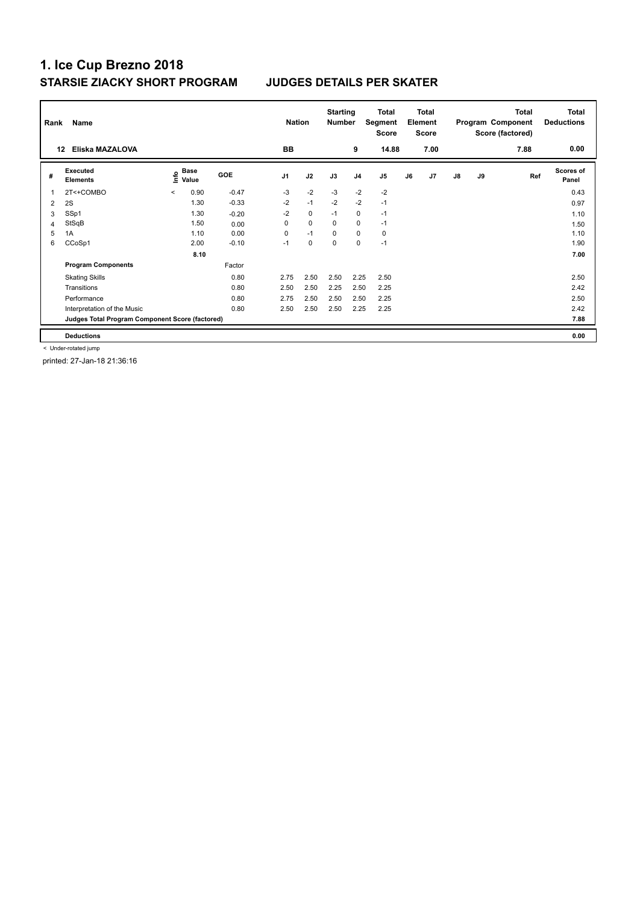# 1. Ice Cup Brezno 2018

## STARSIE ZIACKY SHORT PROGRAM JUDGES DETAILS PER SKATER

| Rank | Name | Nation | Starting Number | Total Segment Score | Total Element Score | Total Program Component Score (factored) | Total Deductions |
|---|---|---|---|---|---|---|---|
| 12 | Eliska MAZALOVA | BB | 9 | 14.88 | 7.00 | 7.88 | 0.00 |

| # | Executed Elements | Info | Base Value | GOE | J1 | J2 | J3 | J4 | J5 | J6 | J7 | J8 | J9 | Ref | Scores of Panel |
|---|---|---|---|---|---|---|---|---|---|---|---|---|---|---|---|
| 1 | 2T<+COMBO | < | 0.90 | -0.47 | -3 | -2 | -3 | -2 | -2 | | | | | | 0.43 |
| 2 | 2S | | 1.30 | -0.33 | -2 | -1 | -2 | -2 | -1 | | | | | | 0.97 |
| 3 | SSp1 | | 1.30 | -0.20 | -2 | 0 | -1 | 0 | -1 | | | | | | 1.10 |
| 4 | StSqB | | 1.50 | 0.00 | 0 | 0 | 0 | 0 | -1 | | | | | | 1.50 |
| 5 | 1A | | 1.10 | 0.00 | 0 | -1 | 0 | 0 | 0 | | | | | | 1.10 |
| 6 | CCoSp1 | | 2.00 | -0.10 | -1 | 0 | 0 | 0 | -1 | | | | | | 1.90 |
| | | | 8.10 | | | | | | | | | | | | 7.00 |
| | **Program Components** | | | Factor | | | | | | | | | | | |
| | Skating Skills | | | 0.80 | 2.75 | 2.50 | 2.50 | 2.25 | 2.50 | | | | | | 2.50 |
| | Transitions | | | 0.80 | 2.50 | 2.50 | 2.25 | 2.50 | 2.25 | | | | | | 2.42 |
| | Performance | | | 0.80 | 2.75 | 2.50 | 2.50 | 2.50 | 2.25 | | | | | | 2.50 |
| | Interpretation of the Music | | | 0.80 | 2.50 | 2.50 | 2.50 | 2.25 | 2.25 | | | | | | 2.42 |
| | **Judges Total Program Component Score (factored)** | | | | | | | | | | | | | | 7.88 |
| | **Deductions** | | | | | | | | | | | | | | 0.00 |

< Under-rotated jump

printed: 27-Jan-18 21:36:16